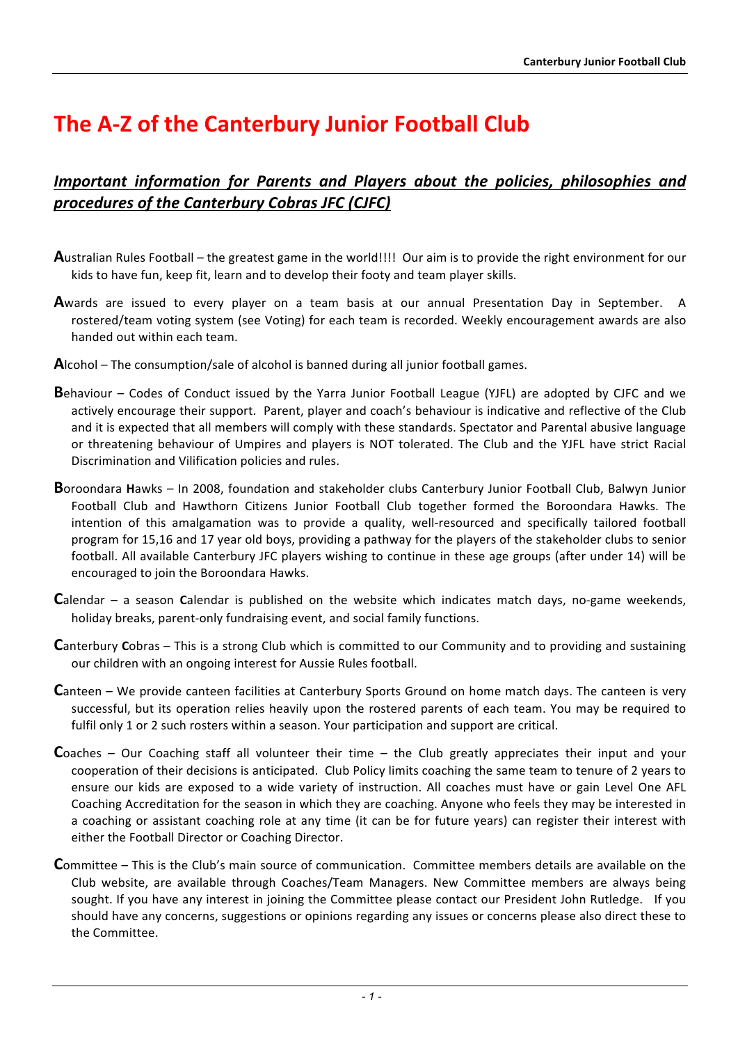# The A-Z of the Canterbury Junior Football Club

## ***Important information for Parents and Players about the policies, philosophies and procedures of the Canterbury Cobras JFC (CJFC)***

**A**ustralian Rules Football – the greatest game in the world!!!! Our aim is to provide the right environment for our kids to have fun, keep fit, learn and to develop their footy and team player skills.

**A**wards are issued to every player on a team basis at our annual Presentation Day in September. A rostered/team voting system (see Voting) for each team is recorded. Weekly encouragement awards are also handed out within each team.

**A**lcohol – The consumption/sale of alcohol is banned during all junior football games.

**B**ehaviour – Codes of Conduct issued by the Yarra Junior Football League (YJFL) are adopted by CJFC and we actively encourage their support. Parent, player and coach's behaviour is indicative and reflective of the Club and it is expected that all members will comply with these standards. Spectator and Parental abusive language or threatening behaviour of Umpires and players is NOT tolerated. The Club and the YJFL have strict Racial Discrimination and Vilification policies and rules.

**B**oroondara **H**awks – In 2008, foundation and stakeholder clubs Canterbury Junior Football Club, Balwyn Junior Football Club and Hawthorn Citizens Junior Football Club together formed the Boroondara Hawks. The intention of this amalgamation was to provide a quality, well-resourced and specifically tailored football program for 15,16 and 17 year old boys, providing a pathway for the players of the stakeholder clubs to senior football. All available Canterbury JFC players wishing to continue in these age groups (after under 14) will be encouraged to join the Boroondara Hawks.

**C**alendar – a season **C**alendar is published on the website which indicates match days, no-game weekends, holiday breaks, parent-only fundraising event, and social family functions.

**C**anterbury **C**obras – This is a strong Club which is committed to our Community and to providing and sustaining our children with an ongoing interest for Aussie Rules football.

**C**anteen – We provide canteen facilities at Canterbury Sports Ground on home match days. The canteen is very successful, but its operation relies heavily upon the rostered parents of each team. You may be required to fulfil only 1 or 2 such rosters within a season. Your participation and support are critical.

**C**oaches – Our Coaching staff all volunteer their time – the Club greatly appreciates their input and your cooperation of their decisions is anticipated. Club Policy limits coaching the same team to tenure of 2 years to ensure our kids are exposed to a wide variety of instruction. All coaches must have or gain Level One AFL Coaching Accreditation for the season in which they are coaching. Anyone who feels they may be interested in a coaching or assistant coaching role at any time (it can be for future years) can register their interest with either the Football Director or Coaching Director.

**C**ommittee – This is the Club's main source of communication. Committee members details are available on the Club website, are available through Coaches/Team Managers. New Committee members are always being sought. If you have any interest in joining the Committee please contact our President John Rutledge. If you should have any concerns, suggestions or opinions regarding any issues or concerns please also direct these to the Committee.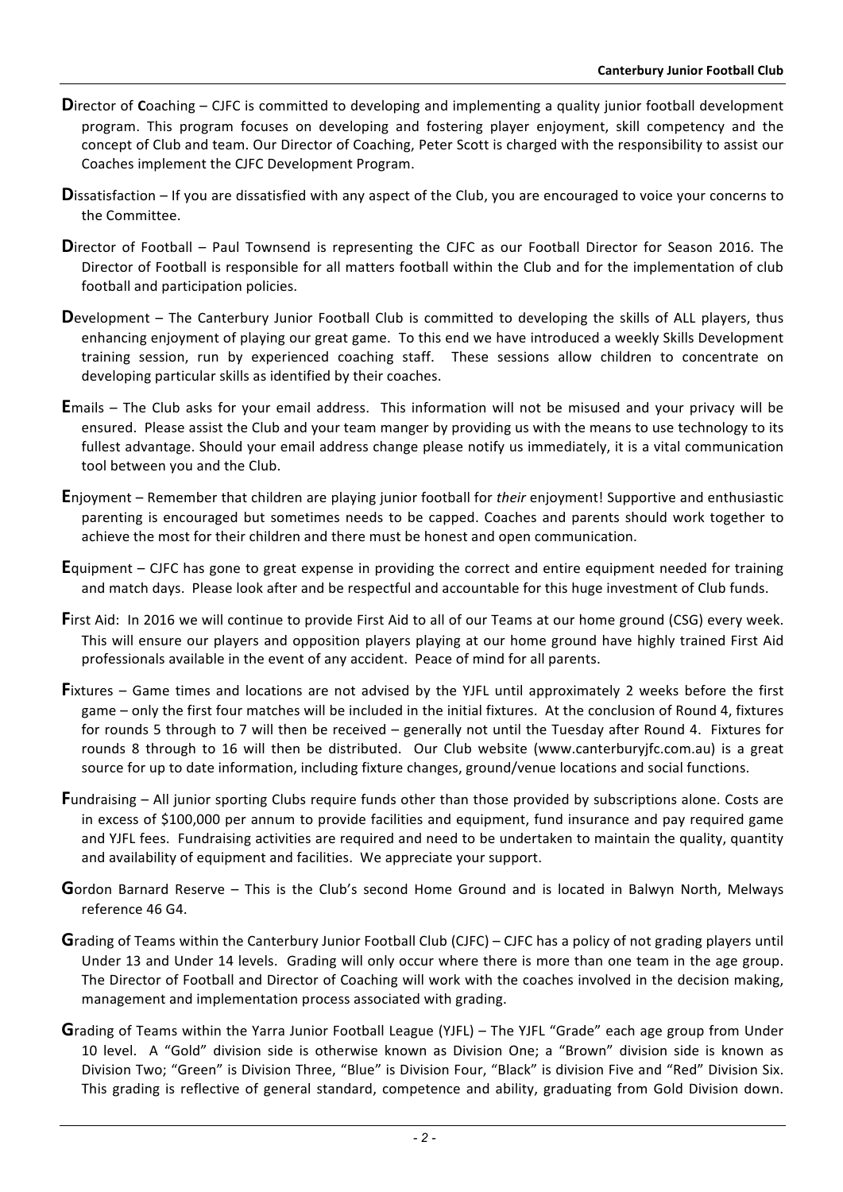**D**irector of **C**oaching – CJFC is committed to developing and implementing a quality junior football development program. This program focuses on developing and fostering player enjoyment, skill competency and the concept of Club and team. Our Director of Coaching, Peter Scott is charged with the responsibility to assist our Coaches implement the CJFC Development Program.

**D**issatisfaction – If you are dissatisfied with any aspect of the Club, you are encouraged to voice your concerns to the Committee.

**D**irector of Football – Paul Townsend is representing the CJFC as our Football Director for Season 2016. The Director of Football is responsible for all matters football within the Club and for the implementation of club football and participation policies.

**D**evelopment – The Canterbury Junior Football Club is committed to developing the skills of ALL players, thus enhancing enjoyment of playing our great game. To this end we have introduced a weekly Skills Development training session, run by experienced coaching staff. These sessions allow children to concentrate on developing particular skills as identified by their coaches.

**E**mails – The Club asks for your email address. This information will not be misused and your privacy will be ensured. Please assist the Club and your team manger by providing us with the means to use technology to its fullest advantage. Should your email address change please notify us immediately, it is a vital communication tool between you and the Club.

**E**njoyment – Remember that children are playing junior football for *their* enjoyment! Supportive and enthusiastic parenting is encouraged but sometimes needs to be capped. Coaches and parents should work together to achieve the most for their children and there must be honest and open communication.

**E**quipment – CJFC has gone to great expense in providing the correct and entire equipment needed for training and match days. Please look after and be respectful and accountable for this huge investment of Club funds.

**F**irst Aid: In 2016 we will continue to provide First Aid to all of our Teams at our home ground (CSG) every week. This will ensure our players and opposition players playing at our home ground have highly trained First Aid professionals available in the event of any accident. Peace of mind for all parents.

**F**ixtures – Game times and locations are not advised by the YJFL until approximately 2 weeks before the first game – only the first four matches will be included in the initial fixtures. At the conclusion of Round 4, fixtures for rounds 5 through to 7 will then be received – generally not until the Tuesday after Round 4. Fixtures for rounds 8 through to 16 will then be distributed. Our Club website (www.canterburyjfc.com.au) is a great source for up to date information, including fixture changes, ground/venue locations and social functions.

**F**undraising – All junior sporting Clubs require funds other than those provided by subscriptions alone. Costs are in excess of $100,000 per annum to provide facilities and equipment, fund insurance and pay required game and YJFL fees. Fundraising activities are required and need to be undertaken to maintain the quality, quantity and availability of equipment and facilities. We appreciate your support.

**G**ordon Barnard Reserve – This is the Club's second Home Ground and is located in Balwyn North, Melways reference 46 G4.

**G**rading of Teams within the Canterbury Junior Football Club (CJFC) – CJFC has a policy of not grading players until Under 13 and Under 14 levels. Grading will only occur where there is more than one team in the age group. The Director of Football and Director of Coaching will work with the coaches involved in the decision making, management and implementation process associated with grading.

**G**rading of Teams within the Yarra Junior Football League (YJFL) – The YJFL "Grade" each age group from Under 10 level. A "Gold" division side is otherwise known as Division One; a "Brown" division side is known as Division Two; "Green" is Division Three, "Blue" is Division Four, "Black" is division Five and "Red" Division Six. This grading is reflective of general standard, competence and ability, graduating from Gold Division down.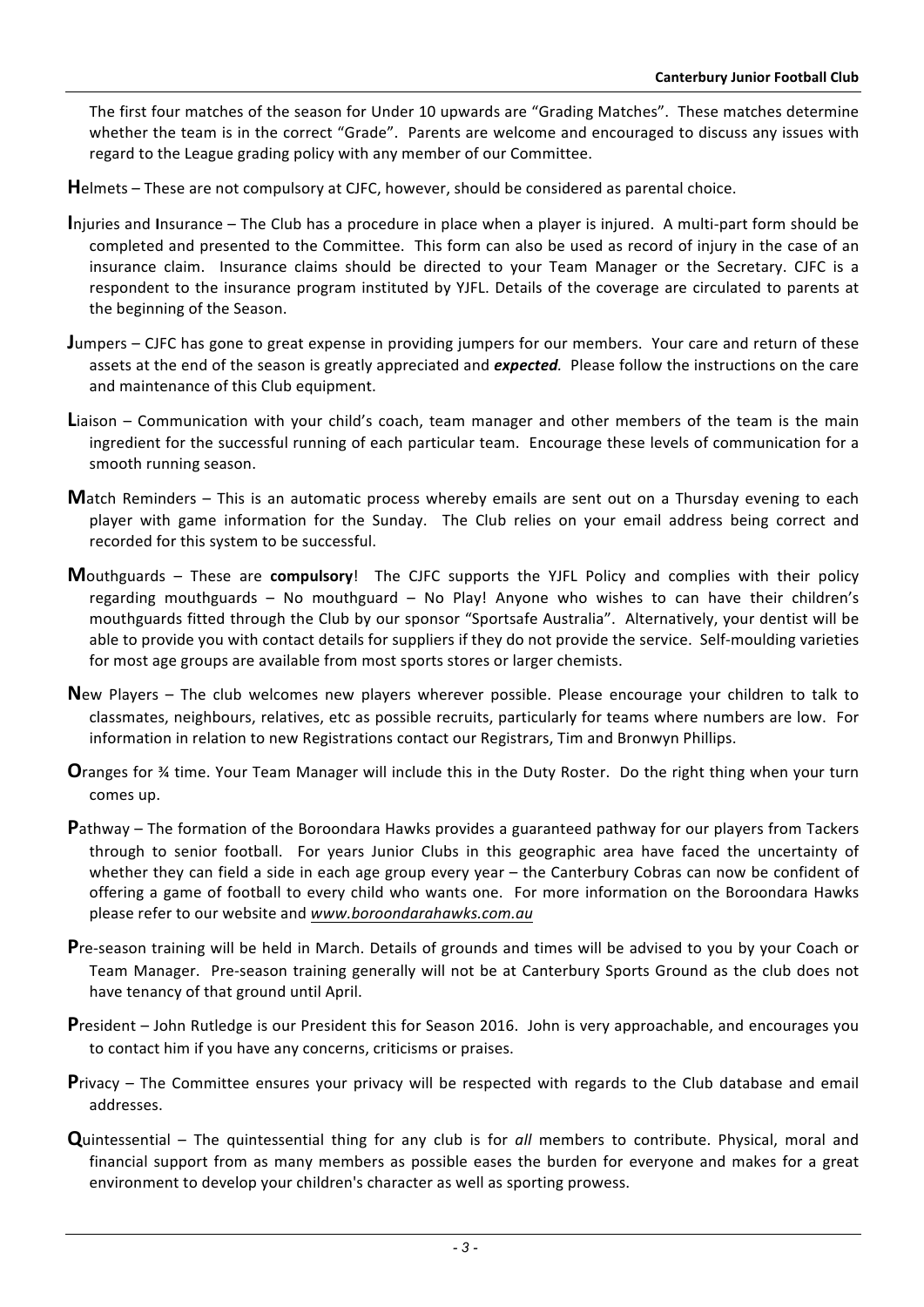The first four matches of the season for Under 10 upwards are "Grading Matches". These matches determine whether the team is in the correct "Grade". Parents are welcome and encouraged to discuss any issues with regard to the League grading policy with any member of our Committee.

**H**elmets – These are not compulsory at CJFC, however, should be considered as parental choice.

**I**njuries and **I**nsurance – The Club has a procedure in place when a player is injured. A multi-part form should be completed and presented to the Committee. This form can also be used as record of injury in the case of an insurance claim. Insurance claims should be directed to your Team Manager or the Secretary. CJFC is a respondent to the insurance program instituted by YJFL. Details of the coverage are circulated to parents at the beginning of the Season.

**J**umpers – CJFC has gone to great expense in providing jumpers for our members. Your care and return of these assets at the end of the season is greatly appreciated and ***expected.*** Please follow the instructions on the care and maintenance of this Club equipment.

**L**iaison – Communication with your child's coach, team manager and other members of the team is the main ingredient for the successful running of each particular team. Encourage these levels of communication for a smooth running season.

**M**atch Reminders – This is an automatic process whereby emails are sent out on a Thursday evening to each player with game information for the Sunday. The Club relies on your email address being correct and recorded for this system to be successful.

**M**outhguards – These are **compulsory**! The CJFC supports the YJFL Policy and complies with their policy regarding mouthguards – No mouthguard – No Play! Anyone who wishes to can have their children's mouthguards fitted through the Club by our sponsor "Sportsafe Australia". Alternatively, your dentist will be able to provide you with contact details for suppliers if they do not provide the service. Self-moulding varieties for most age groups are available from most sports stores or larger chemists.

**N**ew Players – The club welcomes new players wherever possible. Please encourage your children to talk to classmates, neighbours, relatives, etc as possible recruits, particularly for teams where numbers are low. For information in relation to new Registrations contact our Registrars, Tim and Bronwyn Phillips.

**O**ranges for ¾ time. Your Team Manager will include this in the Duty Roster. Do the right thing when your turn comes up.

**P**athway – The formation of the Boroondara Hawks provides a guaranteed pathway for our players from Tackers through to senior football. For years Junior Clubs in this geographic area have faced the uncertainty of whether they can field a side in each age group every year – the Canterbury Cobras can now be confident of offering a game of football to every child who wants one. For more information on the Boroondara Hawks please refer to our website and *www.boroondarahawks.com.au*

**P**re-season training will be held in March. Details of grounds and times will be advised to you by your Coach or Team Manager. Pre-season training generally will not be at Canterbury Sports Ground as the club does not have tenancy of that ground until April.

**P**resident – John Rutledge is our President this for Season 2016. John is very approachable, and encourages you to contact him if you have any concerns, criticisms or praises.

**P**rivacy – The Committee ensures your privacy will be respected with regards to the Club database and email addresses.

**Q**uintessential – The quintessential thing for any club is for *all* members to contribute. Physical, moral and financial support from as many members as possible eases the burden for everyone and makes for a great environment to develop your children's character as well as sporting prowess.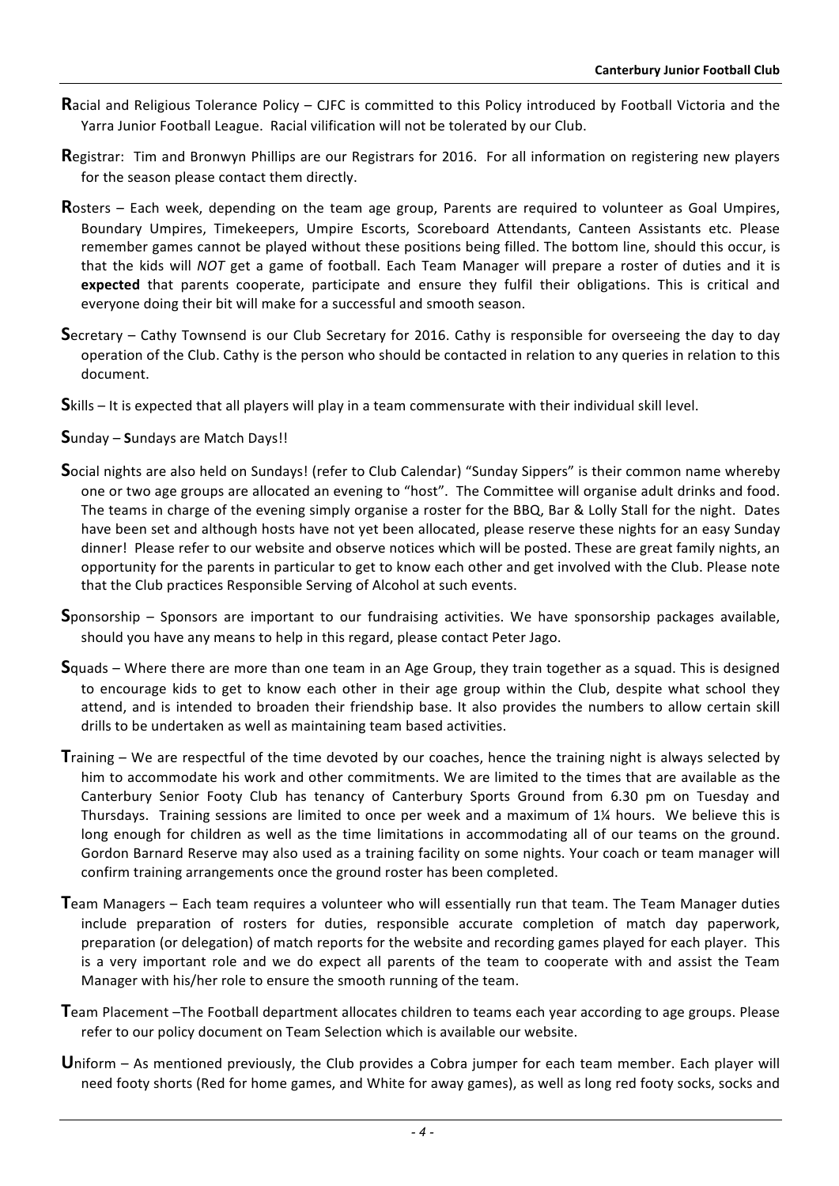**R**acial and Religious Tolerance Policy – CJFC is committed to this Policy introduced by Football Victoria and the Yarra Junior Football League. Racial vilification will not be tolerated by our Club.

**R**egistrar: Tim and Bronwyn Phillips are our Registrars for 2016. For all information on registering new players for the season please contact them directly.

**R**osters – Each week, depending on the team age group, Parents are required to volunteer as Goal Umpires, Boundary Umpires, Timekeepers, Umpire Escorts, Scoreboard Attendants, Canteen Assistants etc. Please remember games cannot be played without these positions being filled. The bottom line, should this occur, is that the kids will *NOT* get a game of football. Each Team Manager will prepare a roster of duties and it is **expected** that parents cooperate, participate and ensure they fulfil their obligations. This is critical and everyone doing their bit will make for a successful and smooth season.

**S**ecretary – Cathy Townsend is our Club Secretary for 2016. Cathy is responsible for overseeing the day to day operation of the Club. Cathy is the person who should be contacted in relation to any queries in relation to this document.

**S**kills – It is expected that all players will play in a team commensurate with their individual skill level.

**S**unday – **S**undays are Match Days!!

**S**ocial nights are also held on Sundays! (refer to Club Calendar) "Sunday Sippers" is their common name whereby one or two age groups are allocated an evening to "host". The Committee will organise adult drinks and food. The teams in charge of the evening simply organise a roster for the BBQ, Bar & Lolly Stall for the night. Dates have been set and although hosts have not yet been allocated, please reserve these nights for an easy Sunday dinner! Please refer to our website and observe notices which will be posted. These are great family nights, an opportunity for the parents in particular to get to know each other and get involved with the Club. Please note that the Club practices Responsible Serving of Alcohol at such events.

**S**ponsorship – Sponsors are important to our fundraising activities. We have sponsorship packages available, should you have any means to help in this regard, please contact Peter Jago.

**S**quads – Where there are more than one team in an Age Group, they train together as a squad. This is designed to encourage kids to get to know each other in their age group within the Club, despite what school they attend, and is intended to broaden their friendship base. It also provides the numbers to allow certain skill drills to be undertaken as well as maintaining team based activities.

**T**raining – We are respectful of the time devoted by our coaches, hence the training night is always selected by him to accommodate his work and other commitments. We are limited to the times that are available as the Canterbury Senior Footy Club has tenancy of Canterbury Sports Ground from 6.30 pm on Tuesday and Thursdays. Training sessions are limited to once per week and a maximum of 1¼ hours. We believe this is long enough for children as well as the time limitations in accommodating all of our teams on the ground. Gordon Barnard Reserve may also used as a training facility on some nights. Your coach or team manager will confirm training arrangements once the ground roster has been completed.

**T**eam Managers – Each team requires a volunteer who will essentially run that team. The Team Manager duties include preparation of rosters for duties, responsible accurate completion of match day paperwork, preparation (or delegation) of match reports for the website and recording games played for each player. This is a very important role and we do expect all parents of the team to cooperate with and assist the Team Manager with his/her role to ensure the smooth running of the team.

**T**eam Placement –The Football department allocates children to teams each year according to age groups. Please refer to our policy document on Team Selection which is available our website.

**U**niform – As mentioned previously, the Club provides a Cobra jumper for each team member. Each player will need footy shorts (Red for home games, and White for away games), as well as long red footy socks, socks and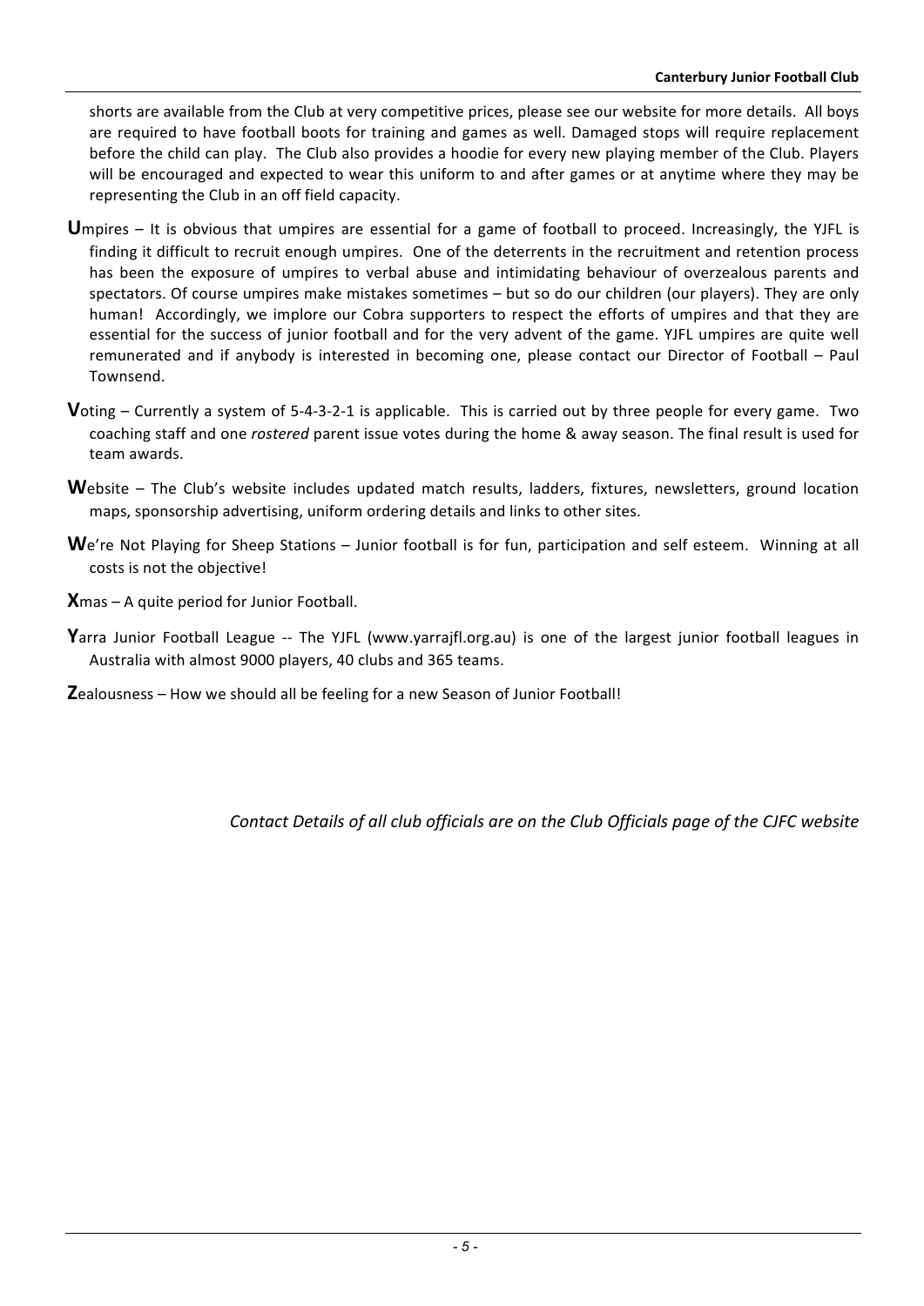shorts are available from the Club at very competitive prices, please see our website for more details. All boys are required to have football boots for training and games as well. Damaged stops will require replacement before the child can play. The Club also provides a hoodie for every new playing member of the Club. Players will be encouraged and expected to wear this uniform to and after games or at anytime where they may be representing the Club in an off field capacity.

**U**mpires – It is obvious that umpires are essential for a game of football to proceed. Increasingly, the YJFL is finding it difficult to recruit enough umpires. One of the deterrents in the recruitment and retention process has been the exposure of umpires to verbal abuse and intimidating behaviour of overzealous parents and spectators. Of course umpires make mistakes sometimes – but so do our children (our players). They are only human! Accordingly, we implore our Cobra supporters to respect the efforts of umpires and that they are essential for the success of junior football and for the very advent of the game. YJFL umpires are quite well remunerated and if anybody is interested in becoming one, please contact our Director of Football – Paul Townsend.

**V**oting – Currently a system of 5-4-3-2-1 is applicable. This is carried out by three people for every game. Two coaching staff and one *rostered* parent issue votes during the home & away season. The final result is used for team awards.

**W**ebsite – The Club's website includes updated match results, ladders, fixtures, newsletters, ground location maps, sponsorship advertising, uniform ordering details and links to other sites.

**W**e're Not Playing for Sheep Stations – Junior football is for fun, participation and self esteem. Winning at all costs is not the objective!

**X**mas – A quite period for Junior Football.

**Y**arra Junior Football League -- The YJFL (www.yarrajfl.org.au) is one of the largest junior football leagues in Australia with almost 9000 players, 40 clubs and 365 teams.

**Z**ealousness – How we should all be feeling for a new Season of Junior Football!

*Contact Details of all club officials are on the Club Officials page of the CJFC website*